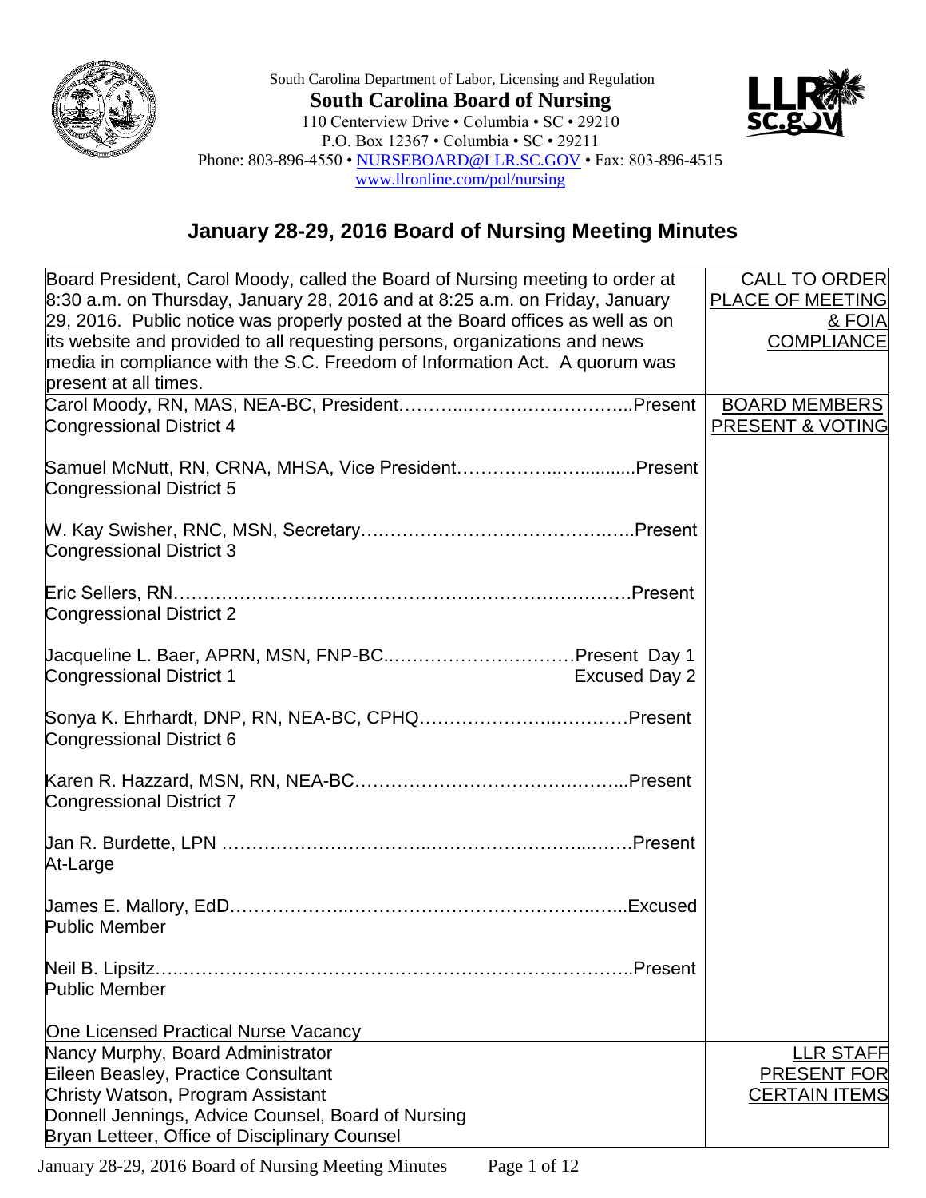South Carolina Department of Labor, Licensing and Regulation

**South Carolina Board of Nursing**

110 Centerview Drive • Columbia • SC • 29210
P.O. Box 12367 • Columbia • SC • 29211
Phone: 803-896-4550 • NURSEBOARD@LLR.SC.GOV • Fax: 803-896-4515
www.llronline.com/pol/nursing

# January 28-29, 2016 Board of Nursing Meeting Minutes

| | |
|---|---|
| Board President, Carol Moody, called the Board of Nursing meeting to order at 8:30 a.m. on Thursday, January 28, 2016 and at 8:25 a.m. on Friday, January 29, 2016. Public notice was properly posted at the Board offices as well as on its website and provided to all requesting persons, organizations and news media in compliance with the S.C. Freedom of Information Act. A quorum was present at all times. | CALL TO ORDER PLACE OF MEETING & FOIA COMPLIANCE |
| Carol Moody, RN, MAS, NEA-BC, President……………………………….Present<br>Congressional District 4<br><br>Samuel McNutt, RN, CRNA, MHSA, Vice President……………………….Present<br>Congressional District 5<br><br>W. Kay Swisher, RNC, MSN, Secretary………………………………………Present<br>Congressional District 3<br><br>Eric Sellers, RN………………………………………………………………….Present<br>Congressional District 2<br><br>Jacqueline L. Baer, APRN, MSN, FNP-BC……………………………Present Day 1<br>Congressional District 1 Excused Day 2<br><br>Sonya K. Ehrhardt, DNP, RN, NEA-BC, CPHQ…………………………Present<br>Congressional District 6<br><br>Karen R. Hazzard, MSN, RN, NEA-BC……………………………………Present<br>Congressional District 7<br><br>Jan R. Burdette, LPN ……………………………………………………….Present<br>At-Large<br><br>James E. Mallory, EdD……………………………………………………….Excused<br>Public Member<br><br>Neil B. Lipsitz……………………………………………………………….Present<br>Public Member<br><br>One Licensed Practical Nurse Vacancy | BOARD MEMBERS PRESENT & VOTING |
| Nancy Murphy, Board Administrator<br>Eileen Beasley, Practice Consultant<br>Christy Watson, Program Assistant<br>Donnell Jennings, Advice Counsel, Board of Nursing<br>Bryan Letteer, Office of Disciplinary Counsel | LLR STAFF PRESENT FOR CERTAIN ITEMS |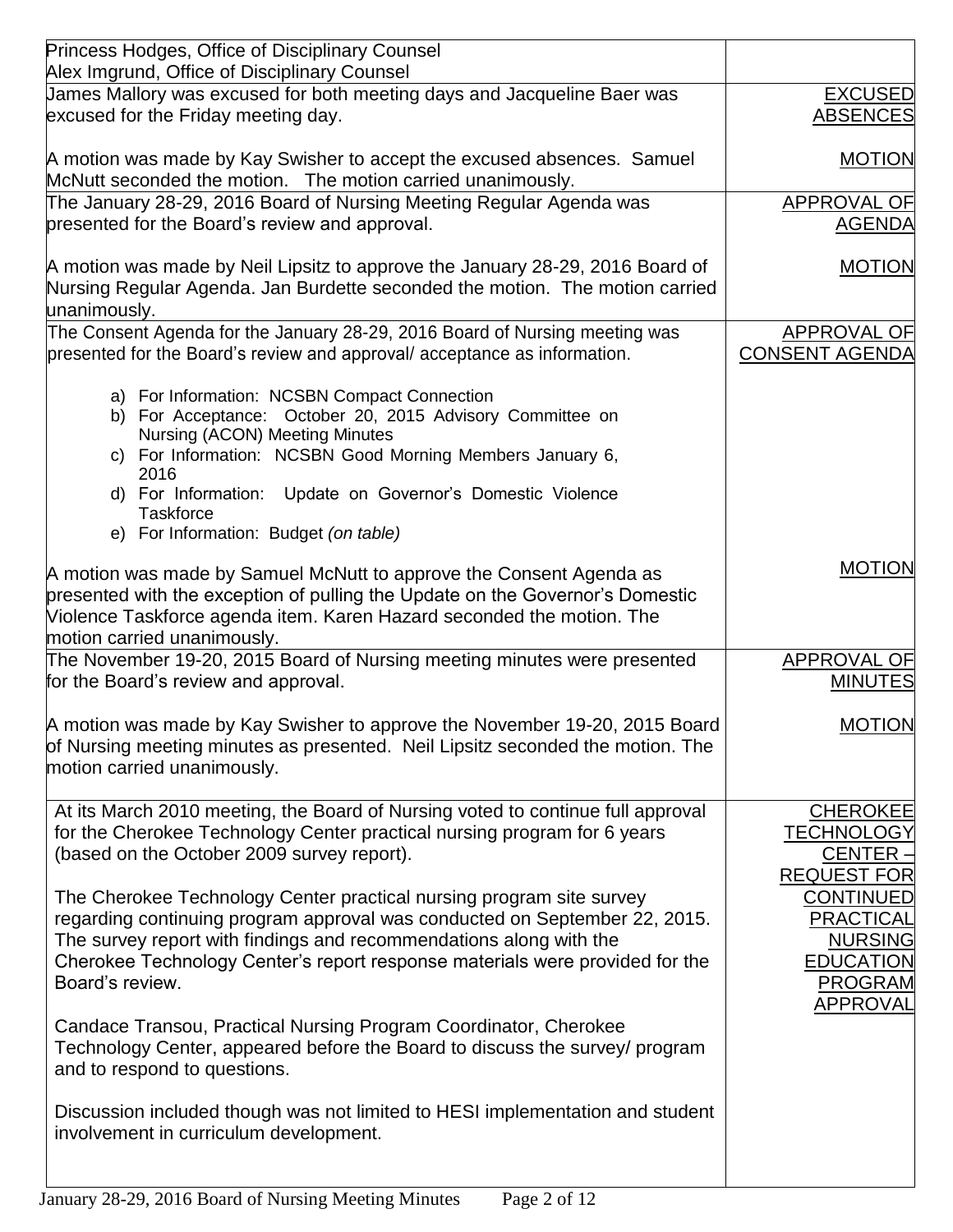| | |
|---|---|
| Princess Hodges, Office of Disciplinary Counsel<br>Alex Imgrund, Office of Disciplinary Counsel | |
| James Mallory was excused for both meeting days and Jacqueline Baer was excused for the Friday meeting day.<br><br>A motion was made by Kay Swisher to accept the excused absences. Samuel McNutt seconded the motion. The motion carried unanimously. | <u>EXCUSED ABSENCES</u><br><br><u>MOTION</u> |
| The January 28-29, 2016 Board of Nursing Meeting Regular Agenda was presented for the Board's review and approval.<br><br>A motion was made by Neil Lipsitz to approve the January 28-29, 2016 Board of Nursing Regular Agenda. Jan Burdette seconded the motion. The motion carried unanimously. | <u>APPROVAL OF AGENDA</u><br><br><u>MOTION</u> |
| The Consent Agenda for the January 28-29, 2016 Board of Nursing meeting was presented for the Board's review and approval/ acceptance as information.<br><br>a) For Information: NCSBN Compact Connection<br>b) For Acceptance: October 20, 2015 Advisory Committee on Nursing (ACON) Meeting Minutes<br>c) For Information: NCSBN Good Morning Members January 6, 2016<br>d) For Information: Update on Governor's Domestic Violence Taskforce<br>e) For Information: Budget *(on table)*<br><br>A motion was made by Samuel McNutt to approve the Consent Agenda as presented with the exception of pulling the Update on the Governor's Domestic Violence Taskforce agenda item. Karen Hazard seconded the motion. The motion carried unanimously. | <u>APPROVAL OF CONSENT AGENDA</u><br><br><u>MOTION</u> |
| The November 19-20, 2015 Board of Nursing meeting minutes were presented for the Board's review and approval.<br><br>A motion was made by Kay Swisher to approve the November 19-20, 2015 Board of Nursing meeting minutes as presented. Neil Lipsitz seconded the motion. The motion carried unanimously. | <u>APPROVAL OF MINUTES</u><br><br><u>MOTION</u> |
| At its March 2010 meeting, the Board of Nursing voted to continue full approval for the Cherokee Technology Center practical nursing program for 6 years (based on the October 2009 survey report).<br><br>The Cherokee Technology Center practical nursing program site survey regarding continuing program approval was conducted on September 22, 2015. The survey report with findings and recommendations along with the Cherokee Technology Center's report response materials were provided for the Board's review.<br><br>Candace Transou, Practical Nursing Program Coordinator, Cherokee Technology Center, appeared before the Board to discuss the survey/ program and to respond to questions.<br><br>Discussion included though was not limited to HESI implementation and student involvement in curriculum development. | <u>CHEROKEE TECHNOLOGY CENTER – REQUEST FOR CONTINUED PRACTICAL NURSING EDUCATION PROGRAM APPROVAL</u> |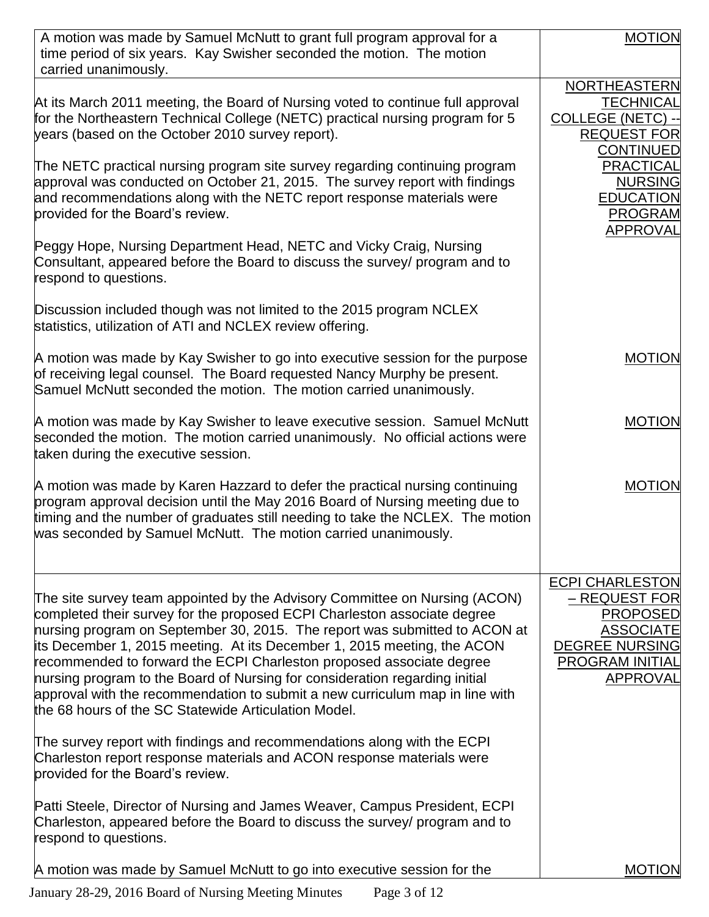| | |
|---|---|
| A motion was made by Samuel McNutt to grant full program approval for a time period of six years. Kay Swisher seconded the motion. The motion carried unanimously. | MOTION |
| At its March 2011 meeting, the Board of Nursing voted to continue full approval for the Northeastern Technical College (NETC) practical nursing program for 5 years (based on the October 2010 survey report).<br><br>The NETC practical nursing program site survey regarding continuing program approval was conducted on October 21, 2015. The survey report with findings and recommendations along with the NETC report response materials were provided for the Board's review.<br><br>Peggy Hope, Nursing Department Head, NETC and Vicky Craig, Nursing Consultant, appeared before the Board to discuss the survey/ program and to respond to questions.<br><br>Discussion included though was not limited to the 2015 program NCLEX statistics, utilization of ATI and NCLEX review offering. | NORTHEASTERN TECHNICAL COLLEGE (NETC) -- REQUEST FOR CONTINUED PRACTICAL NURSING EDUCATION PROGRAM APPROVAL |
| A motion was made by Kay Swisher to go into executive session for the purpose of receiving legal counsel. The Board requested Nancy Murphy be present. Samuel McNutt seconded the motion. The motion carried unanimously. | MOTION |
| A motion was made by Kay Swisher to leave executive session. Samuel McNutt seconded the motion. The motion carried unanimously. No official actions were taken during the executive session. | MOTION |
| A motion was made by Karen Hazzard to defer the practical nursing continuing program approval decision until the May 2016 Board of Nursing meeting due to timing and the number of graduates still needing to take the NCLEX. The motion was seconded by Samuel McNutt. The motion carried unanimously. | MOTION |
| The site survey team appointed by the Advisory Committee on Nursing (ACON) completed their survey for the proposed ECPI Charleston associate degree nursing program on September 30, 2015. The report was submitted to ACON at its December 1, 2015 meeting. At its December 1, 2015 meeting, the ACON recommended to forward the ECPI Charleston proposed associate degree nursing program to the Board of Nursing for consideration regarding initial approval with the recommendation to submit a new curriculum map in line with the 68 hours of the SC Statewide Articulation Model.<br><br>The survey report with findings and recommendations along with the ECPI Charleston report response materials and ACON response materials were provided for the Board's review.<br><br>Patti Steele, Director of Nursing and James Weaver, Campus President, ECPI Charleston, appeared before the Board to discuss the survey/ program and to respond to questions. | ECPI CHARLESTON – REQUEST FOR PROPOSED ASSOCIATE DEGREE NURSING PROGRAM INITIAL APPROVAL |
| A motion was made by Samuel McNutt to go into executive session for the | MOTION |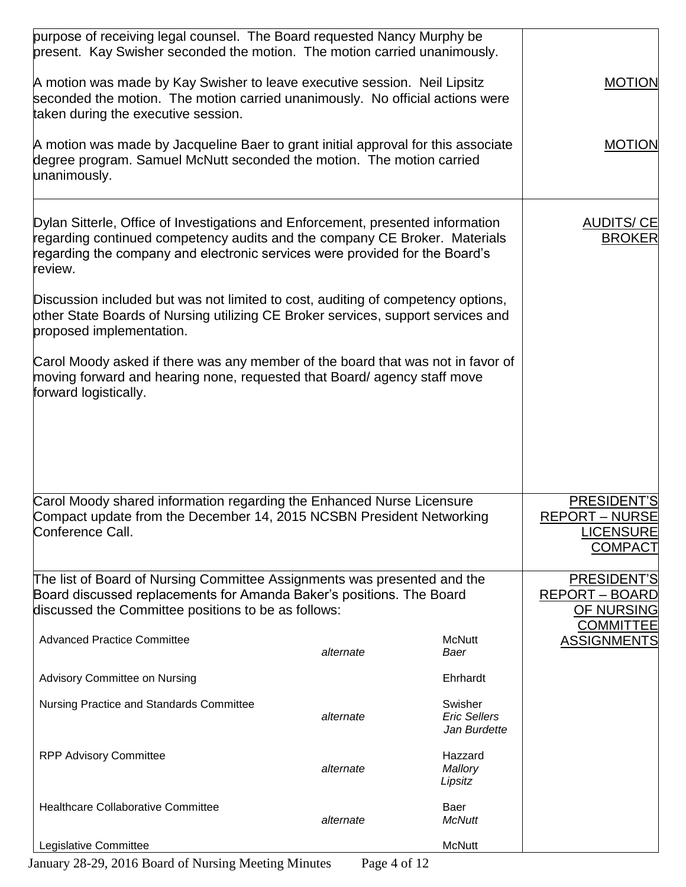| | |
|---|---|
| purpose of receiving legal counsel. The Board requested Nancy Murphy be present. Kay Swisher seconded the motion. The motion carried unanimously.<br><br>A motion was made by Kay Swisher to leave executive session. Neil Lipsitz seconded the motion. The motion carried unanimously. No official actions were taken during the executive session.<br><br>A motion was made by Jacqueline Baer to grant initial approval for this associate degree program. Samuel McNutt seconded the motion. The motion carried unanimously. | <br><br><br>MOTION<br><br><br><br>MOTION |
| Dylan Sitterle, Office of Investigations and Enforcement, presented information regarding continued competency audits and the company CE Broker. Materials regarding the company and electronic services were provided for the Board's review.<br><br>Discussion included but was not limited to cost, auditing of competency options, other State Boards of Nursing utilizing CE Broker services, support services and proposed implementation.<br><br>Carol Moody asked if there was any member of the board that was not in favor of moving forward and hearing none, requested that Board/ agency staff move forward logistically. | AUDITS/ CE BROKER |
| Carol Moody shared information regarding the Enhanced Nurse Licensure Compact update from the December 14, 2015 NCSBN President Networking Conference Call. | PRESIDENT'S REPORT – NURSE LICENSURE COMPACT |
| The list of Board of Nursing Committee Assignments was presented and the Board discussed replacements for Amanda Baker's positions. The Board discussed the Committee positions to be as follows:<br><br>Advanced Practice Committee — McNutt; *alternate* — *Baer*<br><br>Advisory Committee on Nursing — Ehrhardt<br><br>Nursing Practice and Standards Committee — Swisher; *alternate* — *Eric Sellers*, *Jan Burdette*<br><br>RPP Advisory Committee — Hazzard; *alternate* — *Mallory*, *Lipsitz*<br><br>Healthcare Collaborative Committee — Baer; *alternate* — *McNutt*<br><br>Legislative Committee — McNutt | PRESIDENT'S REPORT – BOARD OF NURSING COMMITTEE ASSIGNMENTS |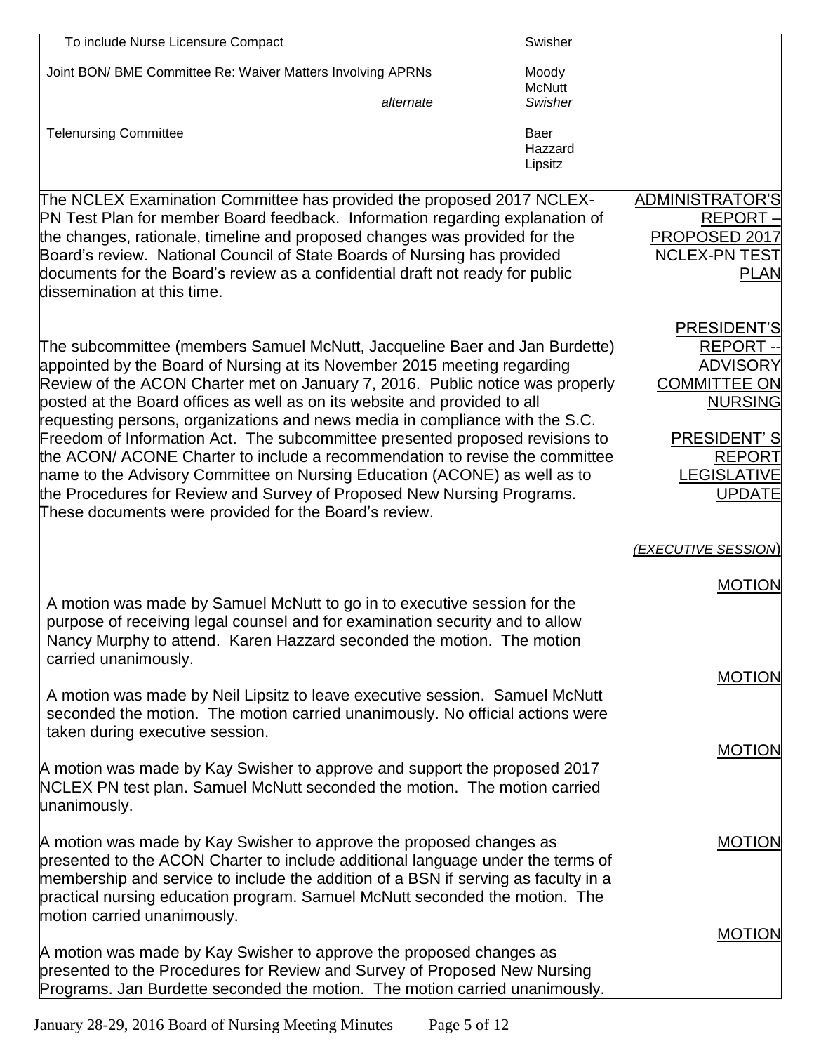| | | |
|---|---|---|
| To include Nurse Licensure Compact | Swisher | |
| Joint BON/ BME Committee Re: Waiver Matters Involving APRNs | Moody<br>McNutt | |
| *alternate* | *Swisher* | |
| Telenursing Committee | Baer<br>Hazzard<br>Lipsitz | |

| | |
|---|---|
| The NCLEX Examination Committee has provided the proposed 2017 NCLEX-PN Test Plan for member Board feedback. Information regarding explanation of the changes, rationale, timeline and proposed changes was provided for the Board's review. National Council of State Boards of Nursing has provided documents for the Board's review as a confidential draft not ready for public dissemination at this time. | ADMINISTRATOR'S REPORT – PROPOSED 2017 NCLEX-PN TEST PLAN |
| The subcommittee (members Samuel McNutt, Jacqueline Baer and Jan Burdette) appointed by the Board of Nursing at its November 2015 meeting regarding Review of the ACON Charter met on January 7, 2016. Public notice was properly posted at the Board offices as well as on its website and provided to all requesting persons, organizations and news media in compliance with the S.C. Freedom of Information Act. The subcommittee presented proposed revisions to the ACON/ ACONE Charter to include a recommendation to revise the committee name to the Advisory Committee on Nursing Education (ACONE) as well as to the Procedures for Review and Survey of Proposed New Nursing Programs. These documents were provided for the Board's review. | PRESIDENT'S REPORT -- ADVISORY COMMITTEE ON NURSING<br><br>PRESIDENT' S REPORT LEGISLATIVE UPDATE |
| | *(EXECUTIVE SESSION)* |
| A motion was made by Samuel McNutt to go in to executive session for the purpose of receiving legal counsel and for examination security and to allow Nancy Murphy to attend. Karen Hazzard seconded the motion. The motion carried unanimously. | MOTION |
| A motion was made by Neil Lipsitz to leave executive session. Samuel McNutt seconded the motion. The motion carried unanimously. No official actions were taken during executive session. | MOTION |
| A motion was made by Kay Swisher to approve and support the proposed 2017 NCLEX PN test plan. Samuel McNutt seconded the motion. The motion carried unanimously. | MOTION |
| A motion was made by Kay Swisher to approve the proposed changes as presented to the ACON Charter to include additional language under the terms of membership and service to include the addition of a BSN if serving as faculty in a practical nursing education program. Samuel McNutt seconded the motion. The motion carried unanimously. | MOTION |
| A motion was made by Kay Swisher to approve the proposed changes as presented to the Procedures for Review and Survey of Proposed New Nursing Programs. Jan Burdette seconded the motion. The motion carried unanimously. | MOTION |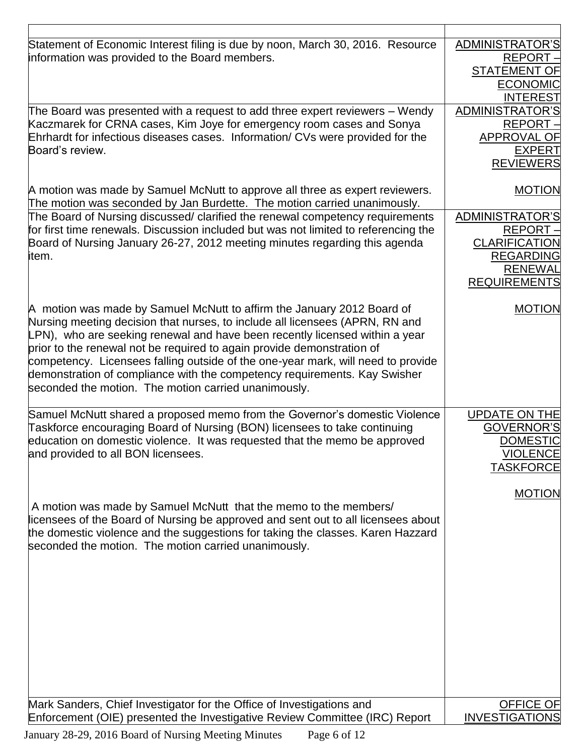| | |
|---|---|
| Statement of Economic Interest filing is due by noon, March 30, 2016. Resource information was provided to the Board members. | ADMINISTRATOR'S REPORT – STATEMENT OF ECONOMIC INTEREST |
| The Board was presented with a request to add three expert reviewers – Wendy Kaczmarek for CRNA cases, Kim Joye for emergency room cases and Sonya Ehrhardt for infectious diseases cases. Information/ CVs were provided for the Board's review.<br><br>A motion was made by Samuel McNutt to approve all three as expert reviewers. The motion was seconded by Jan Burdette. The motion carried unanimously. | ADMINISTRATOR'S REPORT – APPROVAL OF EXPERT REVIEWERS<br><br>MOTION |
| The Board of Nursing discussed/ clarified the renewal competency requirements for first time renewals. Discussion included but was not limited to referencing the Board of Nursing January 26-27, 2012 meeting minutes regarding this agenda item.<br><br>A motion was made by Samuel McNutt to affirm the January 2012 Board of Nursing meeting decision that nurses, to include all licensees (APRN, RN and LPN), who are seeking renewal and have been recently licensed within a year prior to the renewal not be required to again provide demonstration of competency. Licensees falling outside of the one-year mark, will need to provide demonstration of compliance with the competency requirements. Kay Swisher seconded the motion. The motion carried unanimously. | ADMINISTRATOR'S REPORT – CLARIFICATION REGARDING RENEWAL REQUIREMENTS<br><br>MOTION |
| Samuel McNutt shared a proposed memo from the Governor's domestic Violence Taskforce encouraging Board of Nursing (BON) licensees to take continuing education on domestic violence. It was requested that the memo be approved and provided to all BON licensees.<br><br>A motion was made by Samuel McNutt that the memo to the members/ licensees of the Board of Nursing be approved and sent out to all licensees about the domestic violence and the suggestions for taking the classes. Karen Hazzard seconded the motion. The motion carried unanimously. | UPDATE ON THE GOVERNOR'S DOMESTIC VIOLENCE TASKFORCE<br><br>MOTION |
| Mark Sanders, Chief Investigator for the Office of Investigations and Enforcement (OIE) presented the Investigative Review Committee (IRC) Report | OFFICE OF INVESTIGATIONS |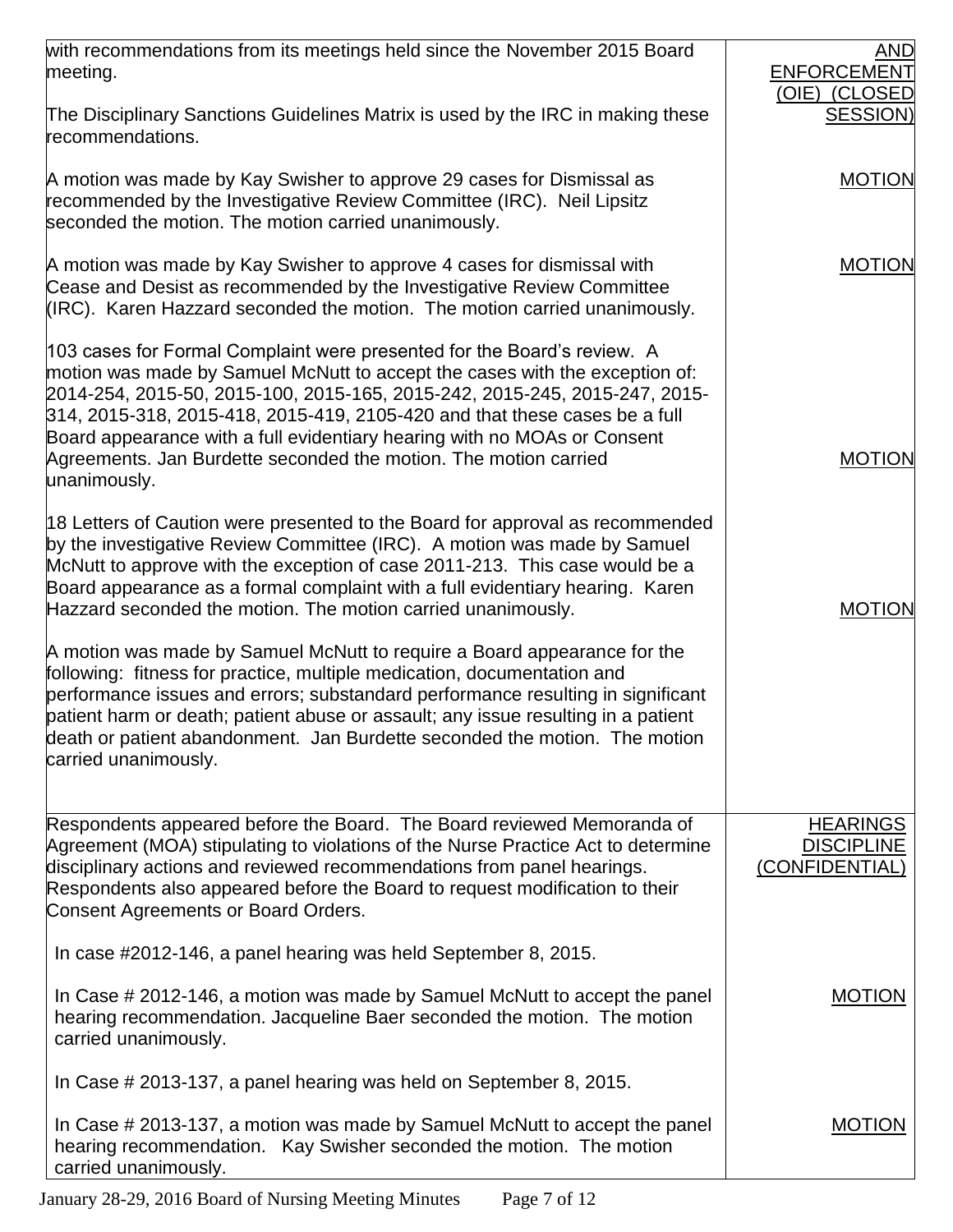| | |
|---|---|
| with recommendations from its meetings held since the November 2015 Board meeting.<br><br>The Disciplinary Sanctions Guidelines Matrix is used by the IRC in making these recommendations. | AND ENFORCEMENT (OIE) (CLOSED SESSION) |
| A motion was made by Kay Swisher to approve 29 cases for Dismissal as recommended by the Investigative Review Committee (IRC). Neil Lipsitz seconded the motion. The motion carried unanimously. | MOTION |
| A motion was made by Kay Swisher to approve 4 cases for dismissal with Cease and Desist as recommended by the Investigative Review Committee (IRC). Karen Hazzard seconded the motion. The motion carried unanimously. | MOTION |
| 103 cases for Formal Complaint were presented for the Board's review. A motion was made by Samuel McNutt to accept the cases with the exception of: 2014-254, 2015-50, 2015-100, 2015-165, 2015-242, 2015-245, 2015-247, 2015-314, 2015-318, 2015-418, 2015-419, 2105-420 and that these cases be a full Board appearance with a full evidentiary hearing with no MOAs or Consent Agreements. Jan Burdette seconded the motion. The motion carried unanimously. | MOTION |
| 18 Letters of Caution were presented to the Board for approval as recommended by the investigative Review Committee (IRC). A motion was made by Samuel McNutt to approve with the exception of case 2011-213. This case would be a Board appearance as a formal complaint with a full evidentiary hearing. Karen Hazzard seconded the motion. The motion carried unanimously. | MOTION |
| A motion was made by Samuel McNutt to require a Board appearance for the following: fitness for practice, multiple medication, documentation and performance issues and errors; substandard performance resulting in significant patient harm or death; patient abuse or assault; any issue resulting in a patient death or patient abandonment. Jan Burdette seconded the motion. The motion carried unanimously. | |
| Respondents appeared before the Board. The Board reviewed Memoranda of Agreement (MOA) stipulating to violations of the Nurse Practice Act to determine disciplinary actions and reviewed recommendations from panel hearings. Respondents also appeared before the Board to request modification to their Consent Agreements or Board Orders. | HEARINGS DISCIPLINE (CONFIDENTIAL) |
| In case #2012-146, a panel hearing was held September 8, 2015. | |
| In Case # 2012-146, a motion was made by Samuel McNutt to accept the panel hearing recommendation. Jacqueline Baer seconded the motion. The motion carried unanimously. | MOTION |
| In Case # 2013-137, a panel hearing was held on September 8, 2015. | |
| In Case # 2013-137, a motion was made by Samuel McNutt to accept the panel hearing recommendation. Kay Swisher seconded the motion. The motion carried unanimously. | MOTION |

January 28-29, 2016 Board of Nursing Meeting Minutes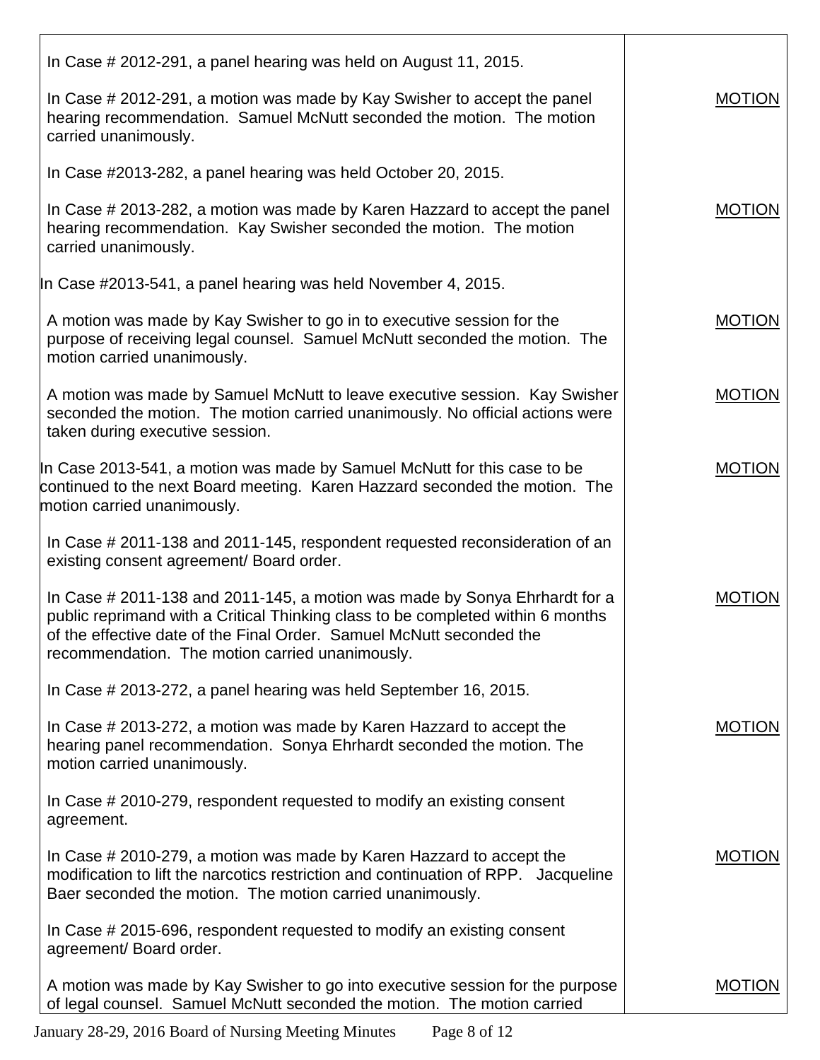| | |
|---|---|
| In Case # 2012-291, a panel hearing was held on August 11, 2015. | |
| In Case # 2012-291, a motion was made by Kay Swisher to accept the panel hearing recommendation. Samuel McNutt seconded the motion. The motion carried unanimously. | MOTION |
| In Case #2013-282, a panel hearing was held October 20, 2015. | |
| In Case # 2013-282, a motion was made by Karen Hazzard to accept the panel hearing recommendation. Kay Swisher seconded the motion. The motion carried unanimously. | MOTION |
| In Case #2013-541, a panel hearing was held November 4, 2015. | |
| A motion was made by Kay Swisher to go in to executive session for the purpose of receiving legal counsel. Samuel McNutt seconded the motion. The motion carried unanimously. | MOTION |
| A motion was made by Samuel McNutt to leave executive session. Kay Swisher seconded the motion. The motion carried unanimously. No official actions were taken during executive session. | MOTION |
| In Case 2013-541, a motion was made by Samuel McNutt for this case to be continued to the next Board meeting. Karen Hazzard seconded the motion. The motion carried unanimously. | MOTION |
| In Case # 2011-138 and 2011-145, respondent requested reconsideration of an existing consent agreement/ Board order. | |
| In Case # 2011-138 and 2011-145, a motion was made by Sonya Ehrhardt for a public reprimand with a Critical Thinking class to be completed within 6 months of the effective date of the Final Order. Samuel McNutt seconded the recommendation. The motion carried unanimously. | MOTION |
| In Case # 2013-272, a panel hearing was held September 16, 2015. | |
| In Case # 2013-272, a motion was made by Karen Hazzard to accept the hearing panel recommendation. Sonya Ehrhardt seconded the motion. The motion carried unanimously. | MOTION |
| In Case # 2010-279, respondent requested to modify an existing consent agreement. | |
| In Case # 2010-279, a motion was made by Karen Hazzard to accept the modification to lift the narcotics restriction and continuation of RPP. Jacqueline Baer seconded the motion. The motion carried unanimously. | MOTION |
| In Case # 2015-696, respondent requested to modify an existing consent agreement/ Board order. | |
| A motion was made by Kay Swisher to go into executive session for the purpose of legal counsel. Samuel McNutt seconded the motion. The motion carried | MOTION |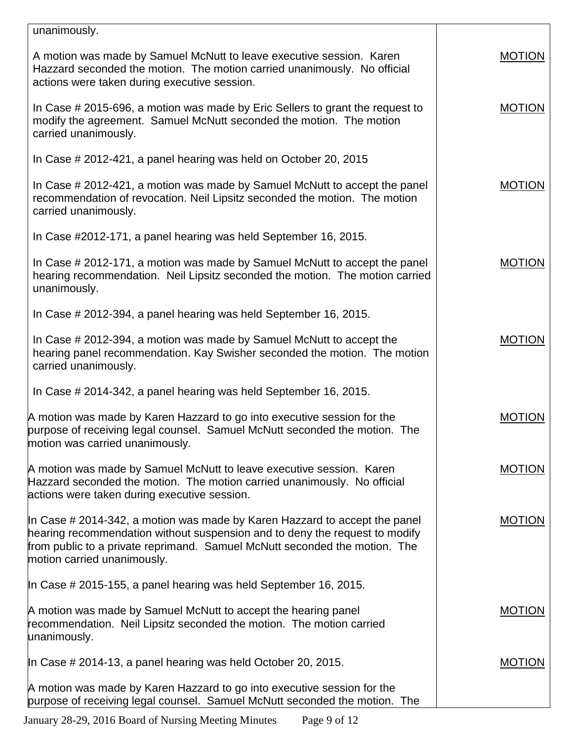| | |
|---|---|
| unanimously. | |
| A motion was made by Samuel McNutt to leave executive session. Karen Hazzard seconded the motion. The motion carried unanimously. No official actions were taken during executive session. | MOTION |
| In Case # 2015-696, a motion was made by Eric Sellers to grant the request to modify the agreement. Samuel McNutt seconded the motion. The motion carried unanimously. | MOTION |
| In Case # 2012-421, a panel hearing was held on October 20, 2015 | |
| In Case # 2012-421, a motion was made by Samuel McNutt to accept the panel recommendation of revocation. Neil Lipsitz seconded the motion. The motion carried unanimously. | MOTION |
| In Case #2012-171, a panel hearing was held September 16, 2015. | |
| In Case # 2012-171, a motion was made by Samuel McNutt to accept the panel hearing recommendation. Neil Lipsitz seconded the motion. The motion carried unanimously. | MOTION |
| In Case # 2012-394, a panel hearing was held September 16, 2015. | |
| In Case # 2012-394, a motion was made by Samuel McNutt to accept the hearing panel recommendation. Kay Swisher seconded the motion. The motion carried unanimously. | MOTION |
| In Case # 2014-342, a panel hearing was held September 16, 2015. | |
| A motion was made by Karen Hazzard to go into executive session for the purpose of receiving legal counsel. Samuel McNutt seconded the motion. The motion was carried unanimously. | MOTION |
| A motion was made by Samuel McNutt to leave executive session. Karen Hazzard seconded the motion. The motion carried unanimously. No official actions were taken during executive session. | MOTION |
| In Case # 2014-342, a motion was made by Karen Hazzard to accept the panel hearing recommendation without suspension and to deny the request to modify from public to a private reprimand. Samuel McNutt seconded the motion. The motion carried unanimously. | MOTION |
| In Case # 2015-155, a panel hearing was held September 16, 2015. | |
| A motion was made by Samuel McNutt to accept the hearing panel recommendation. Neil Lipsitz seconded the motion. The motion carried unanimously. | MOTION |
| In Case # 2014-13, a panel hearing was held October 20, 2015. | MOTION |
| A motion was made by Karen Hazzard to go into executive session for the purpose of receiving legal counsel. Samuel McNutt seconded the motion. The | |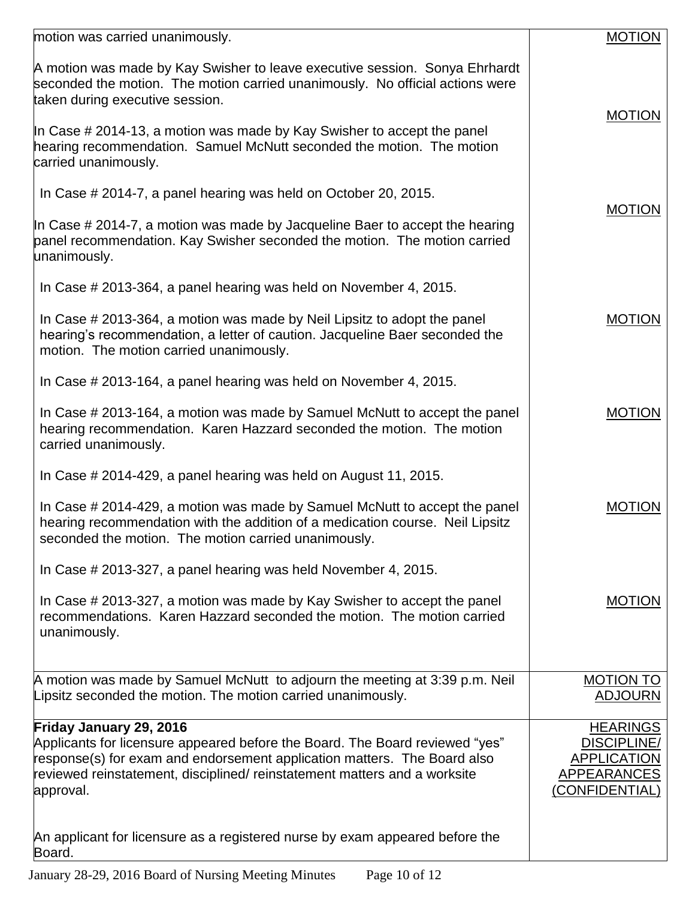| | |
|---|---|
| motion was carried unanimously.<br><br>A motion was made by Kay Swisher to leave executive session. Sonya Ehrhardt seconded the motion. The motion carried unanimously. No official actions were taken during executive session.<br><br>In Case # 2014-13, a motion was made by Kay Swisher to accept the panel hearing recommendation. Samuel McNutt seconded the motion. The motion carried unanimously.<br><br>In Case # 2014-7, a panel hearing was held on October 20, 2015.<br><br>In Case # 2014-7, a motion was made by Jacqueline Baer to accept the hearing panel recommendation. Kay Swisher seconded the motion. The motion carried unanimously.<br><br>In Case # 2013-364, a panel hearing was held on November 4, 2015.<br><br>In Case # 2013-364, a motion was made by Neil Lipsitz to adopt the panel hearing's recommendation, a letter of caution. Jacqueline Baer seconded the motion. The motion carried unanimously.<br><br>In Case # 2013-164, a panel hearing was held on November 4, 2015.<br><br>In Case # 2013-164, a motion was made by Samuel McNutt to accept the panel hearing recommendation. Karen Hazzard seconded the motion. The motion carried unanimously.<br><br>In Case # 2014-429, a panel hearing was held on August 11, 2015.<br><br>In Case # 2014-429, a motion was made by Samuel McNutt to accept the panel hearing recommendation with the addition of a medication course. Neil Lipsitz seconded the motion. The motion carried unanimously.<br><br>In Case # 2013-327, a panel hearing was held November 4, 2015.<br><br>In Case # 2013-327, a motion was made by Kay Swisher to accept the panel recommendations. Karen Hazzard seconded the motion. The motion carried unanimously. | MOTION<br><br>MOTION<br><br>MOTION<br><br>MOTION<br><br>MOTION<br><br>MOTION<br><br>MOTION |
| A motion was made by Samuel McNutt to adjourn the meeting at 3:39 p.m. Neil Lipsitz seconded the motion. The motion carried unanimously. | MOTION TO ADJOURN |
| **Friday January 29, 2016**<br>Applicants for licensure appeared before the Board. The Board reviewed "yes" response(s) for exam and endorsement application matters. The Board also reviewed reinstatement, disciplined/ reinstatement matters and a worksite approval.<br><br>An applicant for licensure as a registered nurse by exam appeared before the Board. | HEARINGS DISCIPLINE/ APPLICATION APPEARANCES (CONFIDENTIAL) |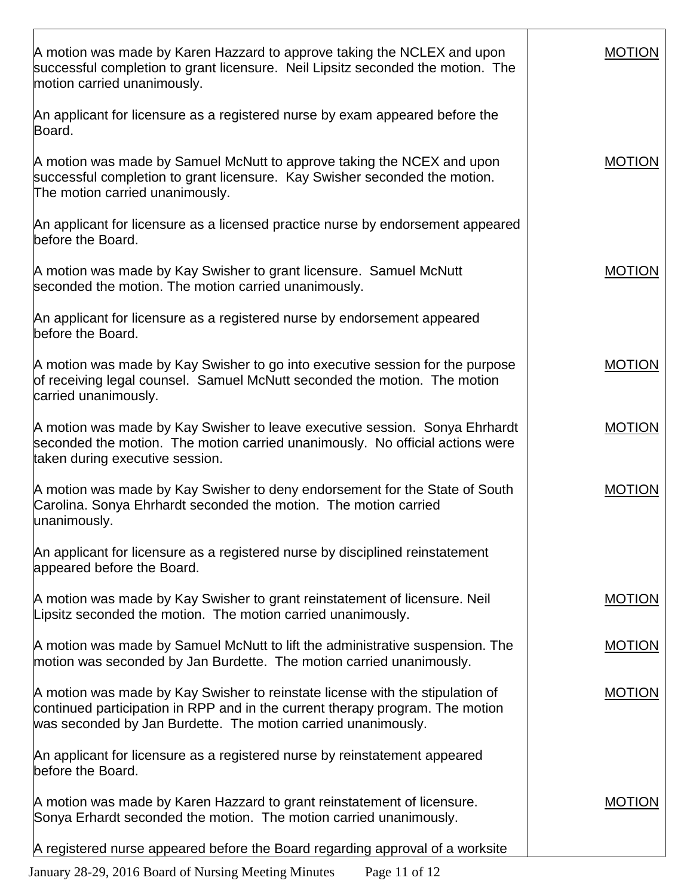| | |
|---|---|
| A motion was made by Karen Hazzard to approve taking the NCLEX and upon successful completion to grant licensure. Neil Lipsitz seconded the motion. The motion carried unanimously. | <u>MOTION</u> |
| An applicant for licensure as a registered nurse by exam appeared before the Board. | |
| A motion was made by Samuel McNutt to approve taking the NCEX and upon successful completion to grant licensure. Kay Swisher seconded the motion. The motion carried unanimously. | <u>MOTION</u> |
| An applicant for licensure as a licensed practice nurse by endorsement appeared before the Board. | |
| A motion was made by Kay Swisher to grant licensure. Samuel McNutt seconded the motion. The motion carried unanimously. | <u>MOTION</u> |
| An applicant for licensure as a registered nurse by endorsement appeared before the Board. | |
| A motion was made by Kay Swisher to go into executive session for the purpose of receiving legal counsel. Samuel McNutt seconded the motion. The motion carried unanimously. | <u>MOTION</u> |
| A motion was made by Kay Swisher to leave executive session. Sonya Ehrhardt seconded the motion. The motion carried unanimously. No official actions were taken during executive session. | <u>MOTION</u> |
| A motion was made by Kay Swisher to deny endorsement for the State of South Carolina. Sonya Ehrhardt seconded the motion. The motion carried unanimously. | <u>MOTION</u> |
| An applicant for licensure as a registered nurse by disciplined reinstatement appeared before the Board. | |
| A motion was made by Kay Swisher to grant reinstatement of licensure. Neil Lipsitz seconded the motion. The motion carried unanimously. | <u>MOTION</u> |
| A motion was made by Samuel McNutt to lift the administrative suspension. The motion was seconded by Jan Burdette. The motion carried unanimously. | <u>MOTION</u> |
| A motion was made by Kay Swisher to reinstate license with the stipulation of continued participation in RPP and in the current therapy program. The motion was seconded by Jan Burdette. The motion carried unanimously. | <u>MOTION</u> |
| An applicant for licensure as a registered nurse by reinstatement appeared before the Board. | |
| A motion was made by Karen Hazzard to grant reinstatement of licensure. Sonya Erhardt seconded the motion. The motion carried unanimously. | <u>MOTION</u> |
| A registered nurse appeared before the Board regarding approval of a worksite | |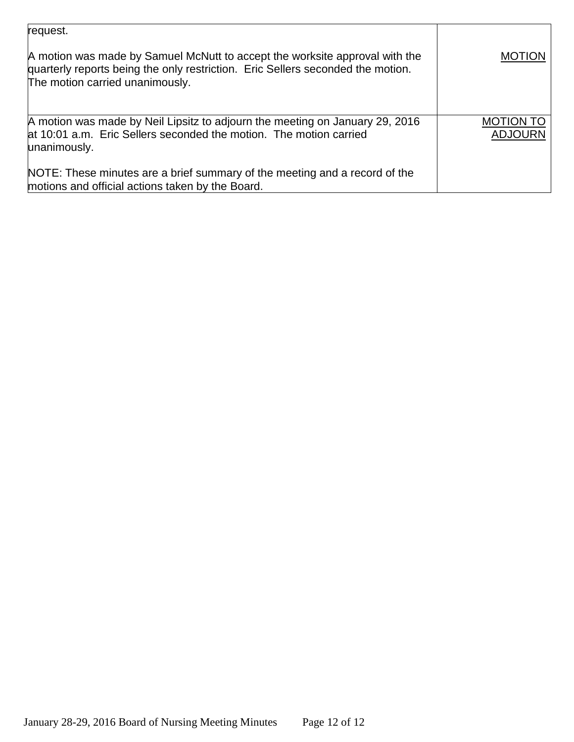| | |
|---|---|
| request.<br><br>A motion was made by Samuel McNutt to accept the worksite approval with the quarterly reports being the only restriction. Eric Sellers seconded the motion. The motion carried unanimously. | MOTION |
| A motion was made by Neil Lipsitz to adjourn the meeting on January 29, 2016 at 10:01 a.m. Eric Sellers seconded the motion. The motion carried unanimously.<br><br>NOTE: These minutes are a brief summary of the meeting and a record of the motions and official actions taken by the Board. | MOTION TO ADJOURN |